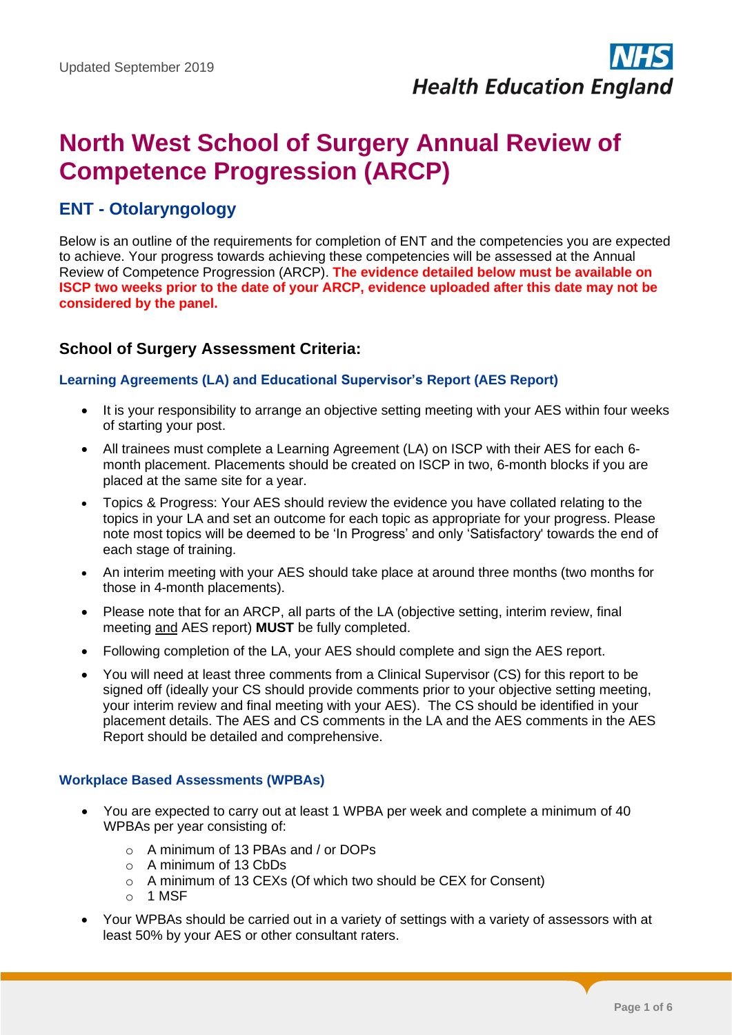Updated September 2019

# North West School of Surgery Annual Review of Competence Progression (ARCP)

## ENT - Otolaryngology

Below is an outline of the requirements for completion of ENT and the competencies you are expected to achieve. Your progress towards achieving these competencies will be assessed at the Annual Review of Competence Progression (ARCP). **The evidence detailed below must be available on ISCP two weeks prior to the date of your ARCP, evidence uploaded after this date may not be considered by the panel.**

### School of Surgery Assessment Criteria:

#### Learning Agreements (LA) and Educational Supervisor's Report (AES Report)

- It is your responsibility to arrange an objective setting meeting with your AES within four weeks of starting your post.
- All trainees must complete a Learning Agreement (LA) on ISCP with their AES for each 6-month placement. Placements should be created on ISCP in two, 6-month blocks if you are placed at the same site for a year.
- Topics & Progress: Your AES should review the evidence you have collated relating to the topics in your LA and set an outcome for each topic as appropriate for your progress. Please note most topics will be deemed to be 'In Progress' and only 'Satisfactory' towards the end of each stage of training.
- An interim meeting with your AES should take place at around three months (two months for those in 4-month placements).
- Please note that for an ARCP, all parts of the LA (objective setting, interim review, final meeting and AES report) **MUST** be fully completed.
- Following completion of the LA, your AES should complete and sign the AES report.
- You will need at least three comments from a Clinical Supervisor (CS) for this report to be signed off (ideally your CS should provide comments prior to your objective setting meeting, your interim review and final meeting with your AES). The CS should be identified in your placement details. The AES and CS comments in the LA and the AES comments in the AES Report should be detailed and comprehensive.

#### Workplace Based Assessments (WPBAs)

- You are expected to carry out at least 1 WPBA per week and complete a minimum of 40 WPBAs per year consisting of:
  - A minimum of 13 PBAs and / or DOPs
  - A minimum of 13 CbDs
  - A minimum of 13 CEXs (Of which two should be CEX for Consent)
  - 1 MSF
- Your WPBAs should be carried out in a variety of settings with a variety of assessors with at least 50% by your AES or other consultant raters.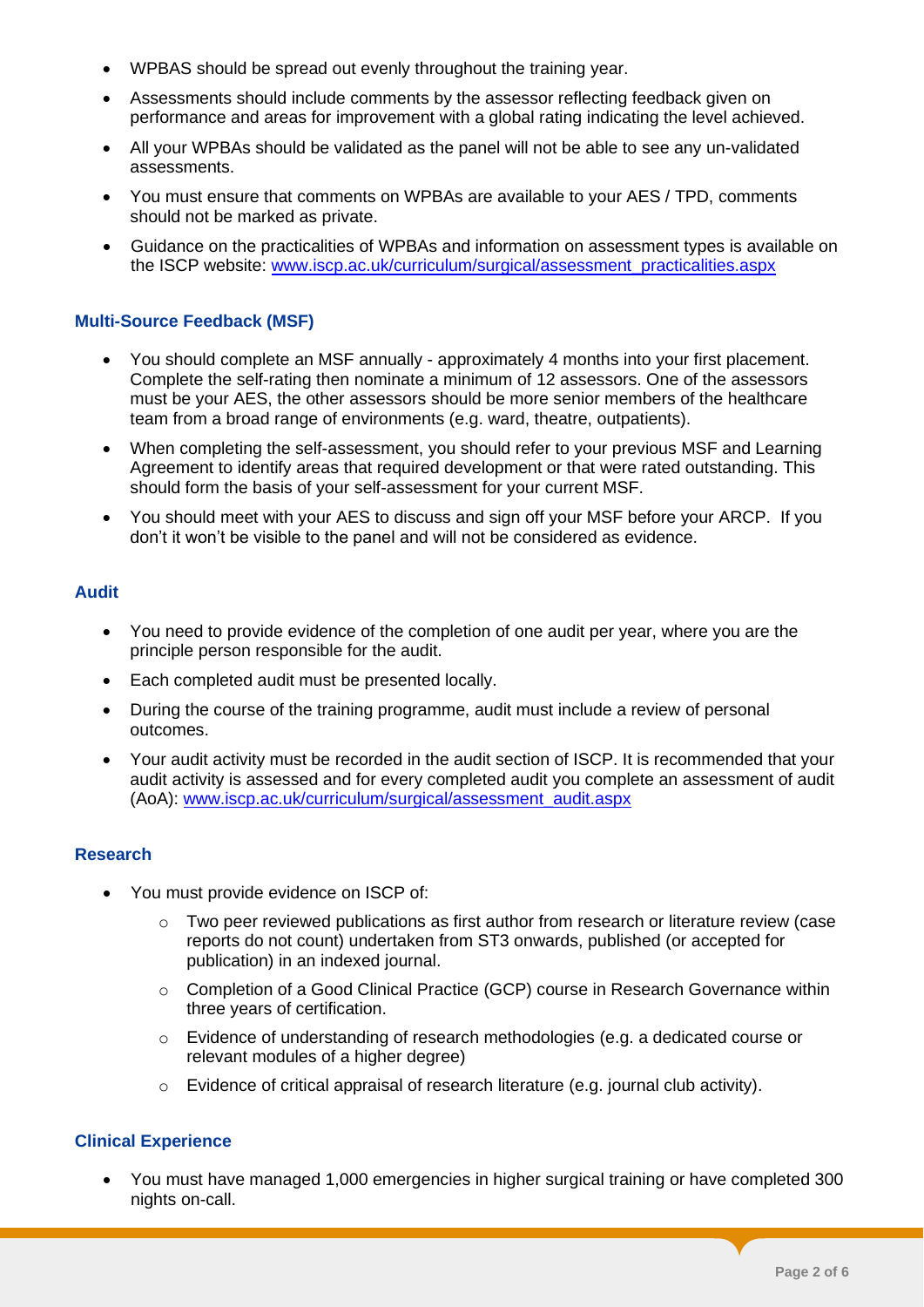- WPBAS should be spread out evenly throughout the training year.
- Assessments should include comments by the assessor reflecting feedback given on performance and areas for improvement with a global rating indicating the level achieved.
- All your WPBAs should be validated as the panel will not be able to see any un-validated assessments.
- You must ensure that comments on WPBAs are available to your AES / TPD, comments should not be marked as private.
- Guidance on the practicalities of WPBAs and information on assessment types is available on the ISCP website: [www.iscp.ac.uk/curriculum/surgical/assessment_practicalities.aspx](www.iscp.ac.uk/curriculum/surgical/assessment_practicalities.aspx)

### Multi-Source Feedback (MSF)

- You should complete an MSF annually - approximately 4 months into your first placement. Complete the self-rating then nominate a minimum of 12 assessors. One of the assessors must be your AES, the other assessors should be more senior members of the healthcare team from a broad range of environments (e.g. ward, theatre, outpatients).
- When completing the self-assessment, you should refer to your previous MSF and Learning Agreement to identify areas that required development or that were rated outstanding. This should form the basis of your self-assessment for your current MSF.
- You should meet with your AES to discuss and sign off your MSF before your ARCP. If you don't it won't be visible to the panel and will not be considered as evidence.

### Audit

- You need to provide evidence of the completion of one audit per year, where you are the principle person responsible for the audit.
- Each completed audit must be presented locally.
- During the course of the training programme, audit must include a review of personal outcomes.
- Your audit activity must be recorded in the audit section of ISCP. It is recommended that your audit activity is assessed and for every completed audit you complete an assessment of audit (AoA): [www.iscp.ac.uk/curriculum/surgical/assessment_audit.aspx](www.iscp.ac.uk/curriculum/surgical/assessment_audit.aspx)

### Research

- You must provide evidence on ISCP of:
  - Two peer reviewed publications as first author from research or literature review (case reports do not count) undertaken from ST3 onwards, published (or accepted for publication) in an indexed journal.
  - Completion of a Good Clinical Practice (GCP) course in Research Governance within three years of certification.
  - Evidence of understanding of research methodologies (e.g. a dedicated course or relevant modules of a higher degree)
  - Evidence of critical appraisal of research literature (e.g. journal club activity).

### Clinical Experience

- You must have managed 1,000 emergencies in higher surgical training or have completed 300 nights on-call.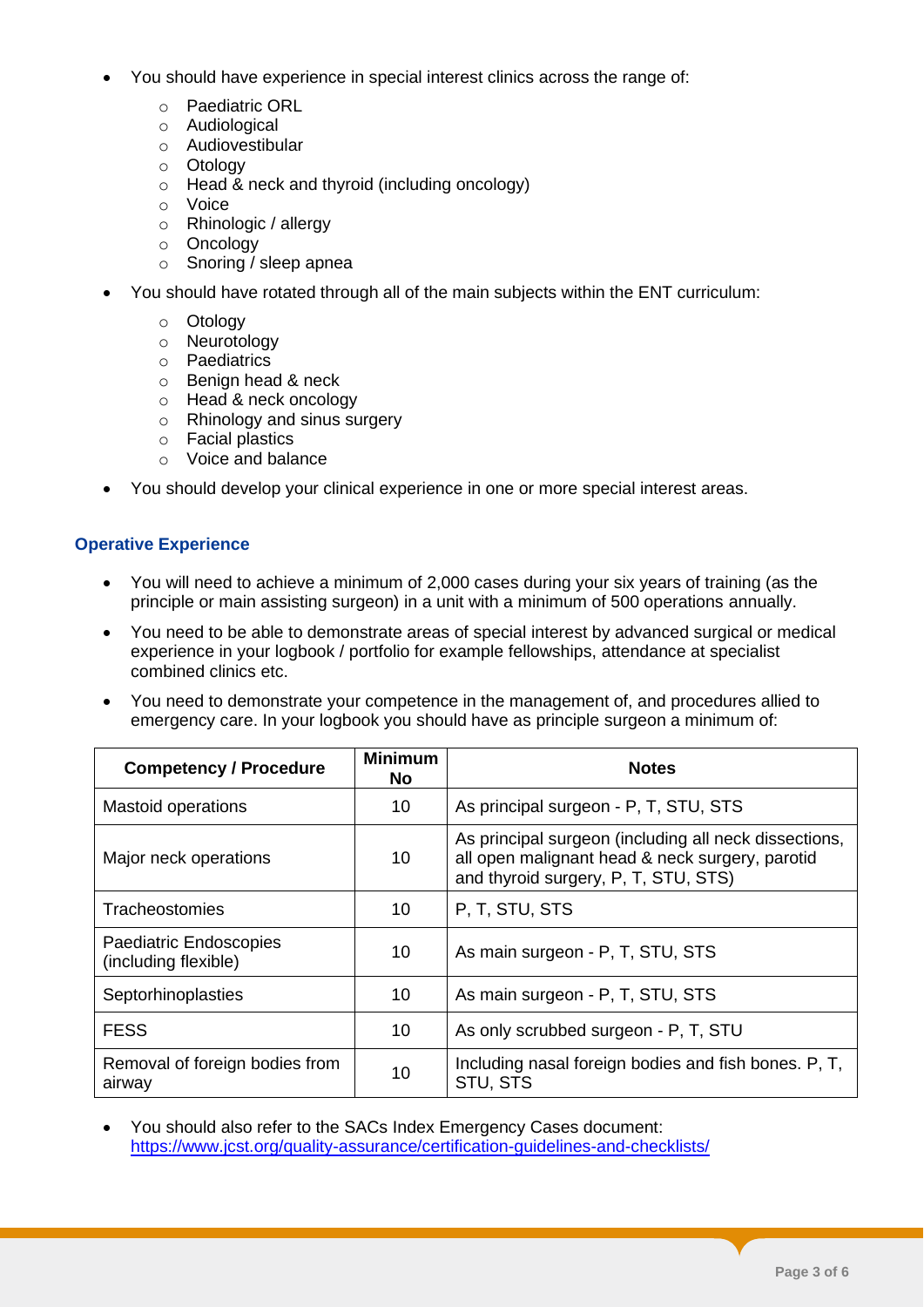- You should have experience in special interest clinics across the range of:
  - Paediatric ORL
  - Audiological
  - Audiovestibular
  - Otology
  - Head & neck and thyroid (including oncology)
  - Voice
  - Rhinologic / allergy
  - Oncology
  - Snoring / sleep apnea
- You should have rotated through all of the main subjects within the ENT curriculum:
  - Otology
  - Neurotology
  - Paediatrics
  - Benign head & neck
  - Head & neck oncology
  - Rhinology and sinus surgery
  - Facial plastics
  - Voice and balance
- You should develop your clinical experience in one or more special interest areas.

### Operative Experience

- You will need to achieve a minimum of 2,000 cases during your six years of training (as the principle or main assisting surgeon) in a unit with a minimum of 500 operations annually.
- You need to be able to demonstrate areas of special interest by advanced surgical or medical experience in your logbook / portfolio for example fellowships, attendance at specialist combined clinics etc.
- You need to demonstrate your competence in the management of, and procedures allied to emergency care. In your logbook you should have as principle surgeon a minimum of:

| Competency / Procedure | Minimum No | Notes |
|---|---|---|
| Mastoid operations | 10 | As principal surgeon - P, T, STU, STS |
| Major neck operations | 10 | As principal surgeon (including all neck dissections, all open malignant head & neck surgery, parotid and thyroid surgery, P, T, STU, STS) |
| Tracheostomies | 10 | P, T, STU, STS |
| Paediatric Endoscopies (including flexible) | 10 | As main surgeon - P, T, STU, STS |
| Septorhinoplasties | 10 | As main surgeon - P, T, STU, STS |
| FESS | 10 | As only scrubbed surgeon - P, T, STU |
| Removal of foreign bodies from airway | 10 | Including nasal foreign bodies and fish bones. P, T, STU, STS |

- You should also refer to the SACs Index Emergency Cases document: https://www.jcst.org/quality-assurance/certification-guidelines-and-checklists/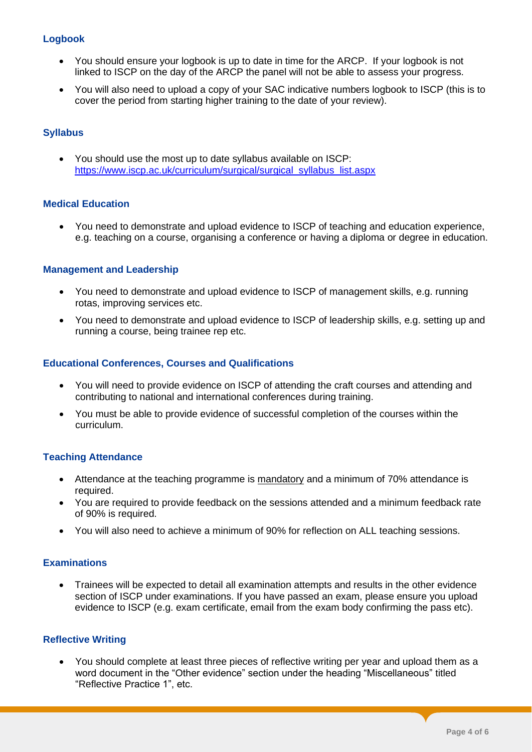### Logbook

- You should ensure your logbook is up to date in time for the ARCP. If your logbook is not linked to ISCP on the day of the ARCP the panel will not be able to assess your progress.
- You will also need to upload a copy of your SAC indicative numbers logbook to ISCP (this is to cover the period from starting higher training to the date of your review).

### Syllabus

- You should use the most up to date syllabus available on ISCP: https://www.iscp.ac.uk/curriculum/surgical/surgical_syllabus_list.aspx

### Medical Education

- You need to demonstrate and upload evidence to ISCP of teaching and education experience, e.g. teaching on a course, organising a conference or having a diploma or degree in education.

### Management and Leadership

- You need to demonstrate and upload evidence to ISCP of management skills, e.g. running rotas, improving services etc.
- You need to demonstrate and upload evidence to ISCP of leadership skills, e.g. setting up and running a course, being trainee rep etc.

### Educational Conferences, Courses and Qualifications

- You will need to provide evidence on ISCP of attending the craft courses and attending and contributing to national and international conferences during training.
- You must be able to provide evidence of successful completion of the courses within the curriculum.

### Teaching Attendance

- Attendance at the teaching programme is <u>mandatory</u> and a minimum of 70% attendance is required.
- You are required to provide feedback on the sessions attended and a minimum feedback rate of 90% is required.
- You will also need to achieve a minimum of 90% for reflection on ALL teaching sessions.

### Examinations

- Trainees will be expected to detail all examination attempts and results in the other evidence section of ISCP under examinations. If you have passed an exam, please ensure you upload evidence to ISCP (e.g. exam certificate, email from the exam body confirming the pass etc).

### Reflective Writing

- You should complete at least three pieces of reflective writing per year and upload them as a word document in the "Other evidence" section under the heading "Miscellaneous" titled "Reflective Practice 1", etc.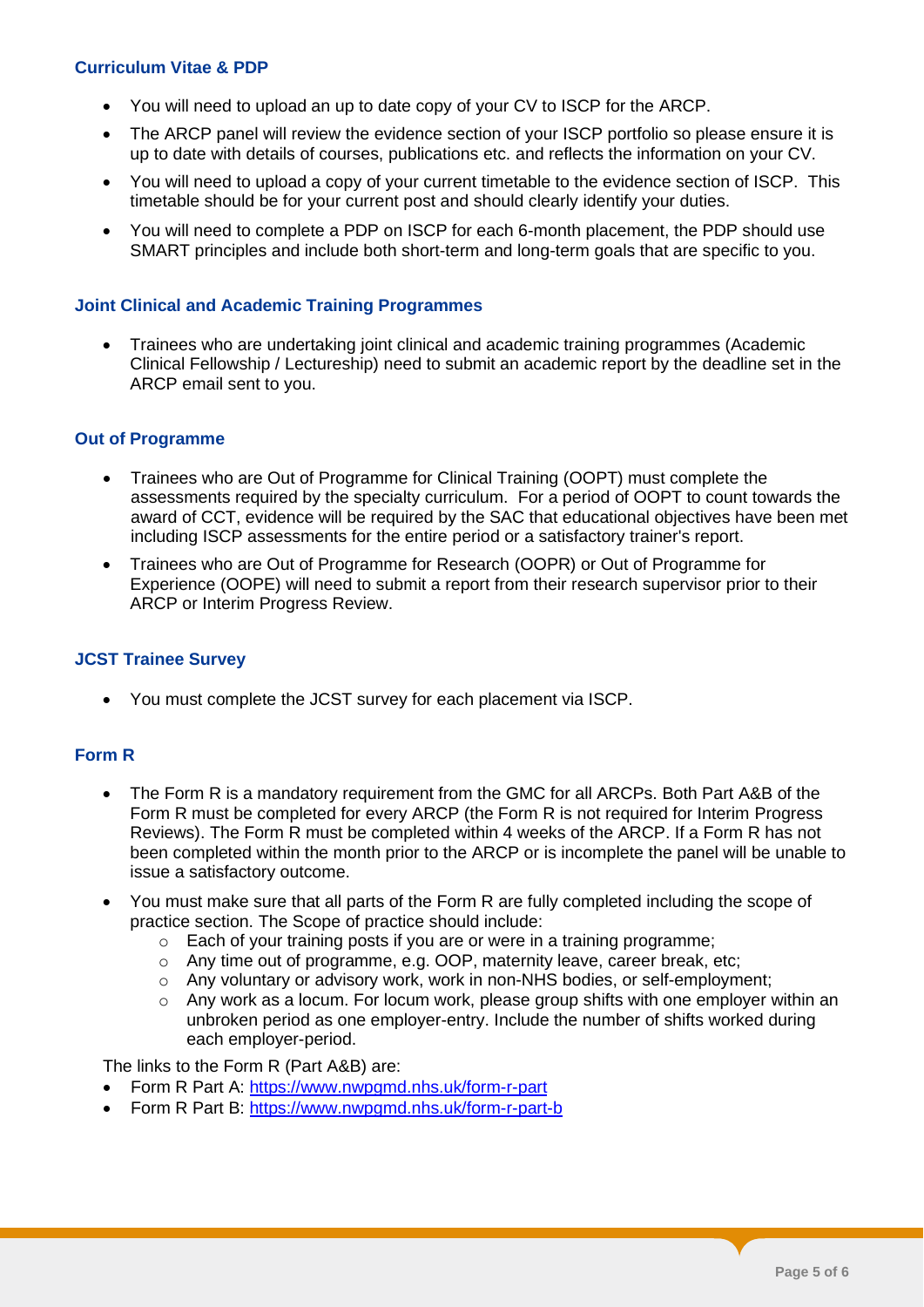### Curriculum Vitae & PDP

- You will need to upload an up to date copy of your CV to ISCP for the ARCP.
- The ARCP panel will review the evidence section of your ISCP portfolio so please ensure it is up to date with details of courses, publications etc. and reflects the information on your CV.
- You will need to upload a copy of your current timetable to the evidence section of ISCP. This timetable should be for your current post and should clearly identify your duties.
- You will need to complete a PDP on ISCP for each 6-month placement, the PDP should use SMART principles and include both short-term and long-term goals that are specific to you.

### Joint Clinical and Academic Training Programmes

- Trainees who are undertaking joint clinical and academic training programmes (Academic Clinical Fellowship / Lectureship) need to submit an academic report by the deadline set in the ARCP email sent to you.

### Out of Programme

- Trainees who are Out of Programme for Clinical Training (OOPT) must complete the assessments required by the specialty curriculum. For a period of OOPT to count towards the award of CCT, evidence will be required by the SAC that educational objectives have been met including ISCP assessments for the entire period or a satisfactory trainer's report.
- Trainees who are Out of Programme for Research (OOPR) or Out of Programme for Experience (OOPE) will need to submit a report from their research supervisor prior to their ARCP or Interim Progress Review.

### JCST Trainee Survey

- You must complete the JCST survey for each placement via ISCP.

### Form R

- The Form R is a mandatory requirement from the GMC for all ARCPs. Both Part A&B of the Form R must be completed for every ARCP (the Form R is not required for Interim Progress Reviews). The Form R must be completed within 4 weeks of the ARCP. If a Form R has not been completed within the month prior to the ARCP or is incomplete the panel will be unable to issue a satisfactory outcome.
- You must make sure that all parts of the Form R are fully completed including the scope of practice section. The Scope of practice should include:
  - Each of your training posts if you are or were in a training programme;
  - Any time out of programme, e.g. OOP, maternity leave, career break, etc;
  - Any voluntary or advisory work, work in non-NHS bodies, or self-employment;
  - Any work as a locum. For locum work, please group shifts with one employer within an unbroken period as one employer-entry. Include the number of shifts worked during each employer-period.

The links to the Form R (Part A&B) are:

- Form R Part A: https://www.nwpgmd.nhs.uk/form-r-part
- Form R Part B: https://www.nwpgmd.nhs.uk/form-r-part-b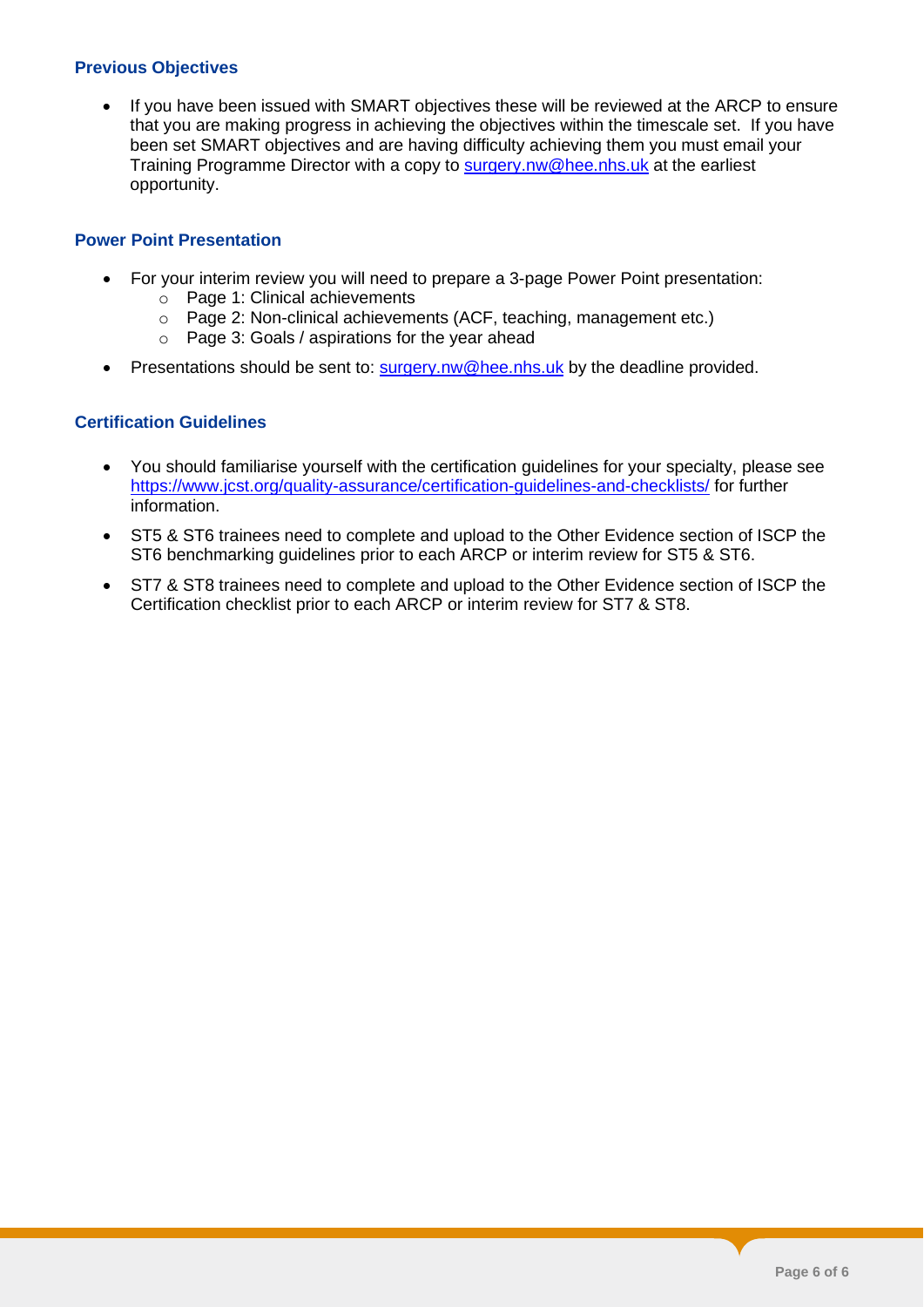### Previous Objectives

- If you have been issued with SMART objectives these will be reviewed at the ARCP to ensure that you are making progress in achieving the objectives within the timescale set. If you have been set SMART objectives and are having difficulty achieving them you must email your Training Programme Director with a copy to [surgery.nw@hee.nhs.uk](mailto:surgery.nw@hee.nhs.uk) at the earliest opportunity.

### Power Point Presentation

- For your interim review you will need to prepare a 3-page Power Point presentation:
  - Page 1: Clinical achievements
  - Page 2: Non-clinical achievements (ACF, teaching, management etc.)
  - Page 3: Goals / aspirations for the year ahead
- Presentations should be sent to: [surgery.nw@hee.nhs.uk](mailto:surgery.nw@hee.nhs.uk) by the deadline provided.

### Certification Guidelines

- You should familiarise yourself with the certification guidelines for your specialty, please see [https://www.jcst.org/quality-assurance/certification-guidelines-and-checklists/](https://www.jcst.org/quality-assurance/certification-guidelines-and-checklists/) for further information.
- ST5 & ST6 trainees need to complete and upload to the Other Evidence section of ISCP the ST6 benchmarking guidelines prior to each ARCP or interim review for ST5 & ST6.
- ST7 & ST8 trainees need to complete and upload to the Other Evidence section of ISCP the Certification checklist prior to each ARCP or interim review for ST7 & ST8.